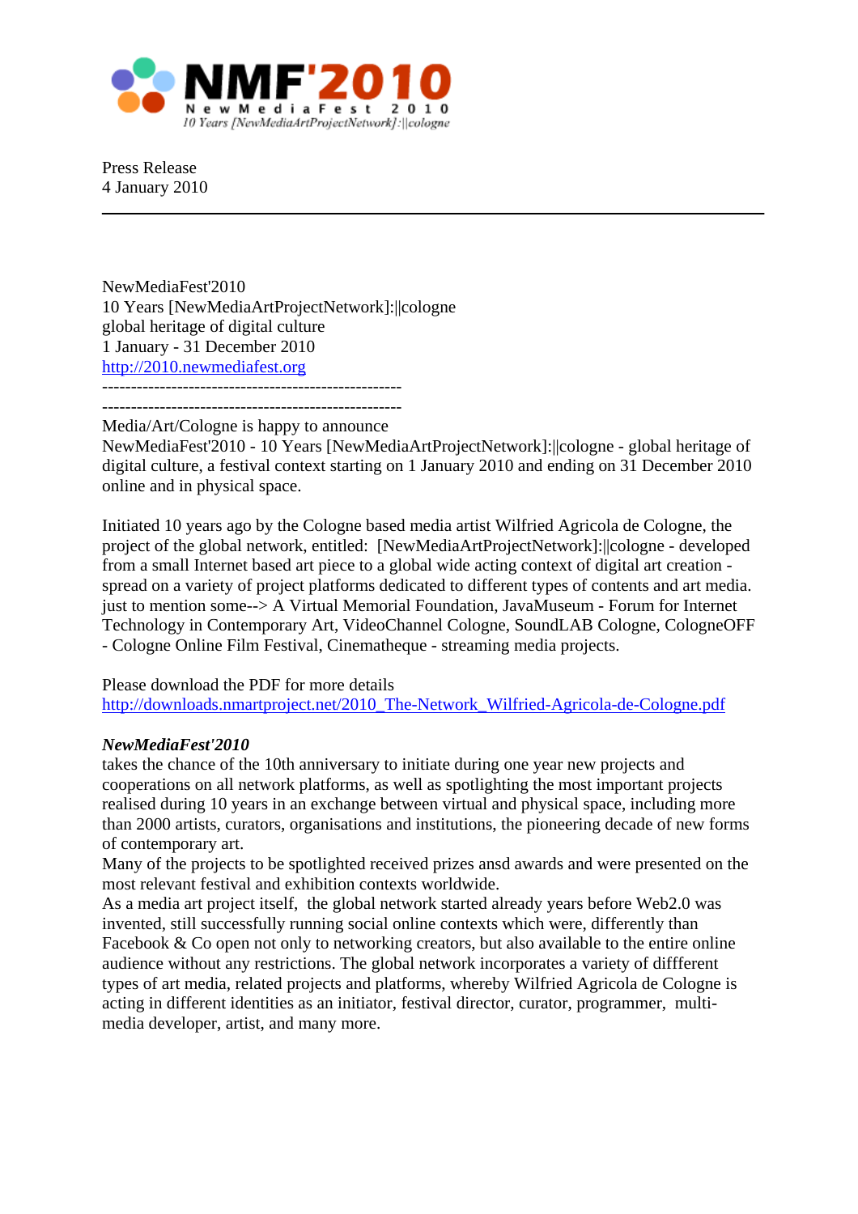NMF'2010
New Media Fest 2010
10 Years [NewMediaArtProjectNetwork]:||cologne

Press Release
4 January 2010

---

NewMediaFest'2010
10 Years [NewMediaArtProjectNetwork]:||cologne
global heritage of digital culture
1 January - 31 December 2010
http://2010.newmediafest.org
----------------------------------------------------
----------------------------------------------------
Media/Art/Cologne is happy to announce
NewMediaFest'2010 - 10 Years [NewMediaArtProjectNetwork]:||cologne - global heritage of digital culture, a festival context starting on 1 January 2010 and ending on 31 December 2010 online and in physical space.

Initiated 10 years ago by the Cologne based media artist Wilfried Agricola de Cologne, the project of the global network, entitled: [NewMediaArtProjectNetwork]:||cologne - developed from a small Internet based art piece to a global wide acting context of digital art creation - spread on a variety of project platforms dedicated to different types of contents and art media. just to mention some--> A Virtual Memorial Foundation, JavaMuseum - Forum for Internet Technology in Contemporary Art, VideoChannel Cologne, SoundLAB Cologne, CologneOFF - Cologne Online Film Festival, Cinematheque - streaming media projects.

Please download the PDF for more details
http://downloads.nmartproject.net/2010_The-Network_Wilfried-Agricola-de-Cologne.pdf

***NewMediaFest'2010***
takes the chance of the 10th anniversary to initiate during one year new projects and cooperations on all network platforms, as well as spotlighting the most important projects realised during 10 years in an exchange between virtual and physical space, including more than 2000 artists, curators, organisations and institutions, the pioneering decade of new forms of contemporary art.
Many of the projects to be spotlighted received prizes ansd awards and were presented on the most relevant festival and exhibition contexts worldwide.
As a media art project itself, the global network started already years before Web2.0 was invented, still successfully running social online contexts which were, differently than Facebook & Co open not only to networking creators, but also available to the entire online audience without any restrictions. The global network incorporates a variety of diffferent types of art media, related projects and platforms, whereby Wilfried Agricola de Cologne is acting in different identities as an initiator, festival director, curator, programmer, multi-media developer, artist, and many more.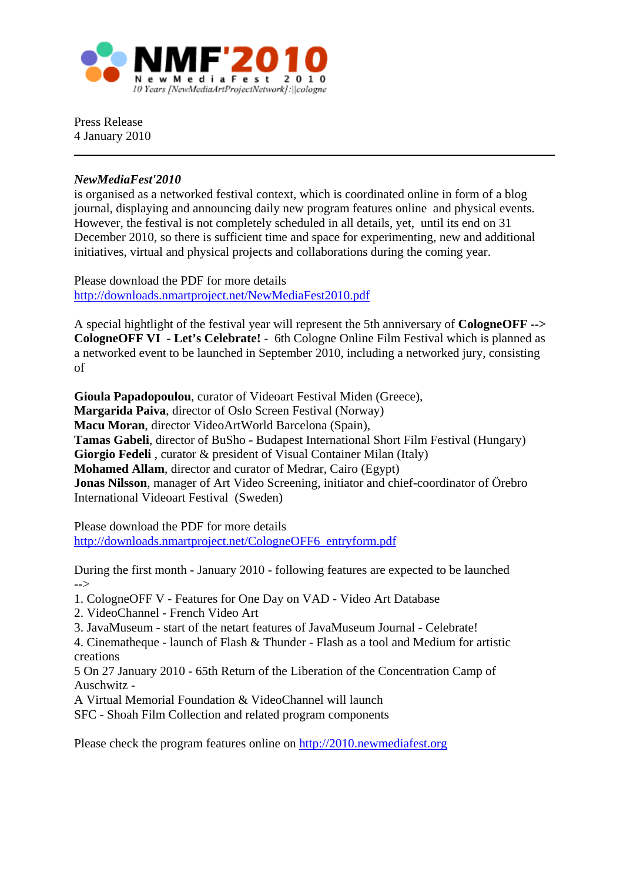NMF'2010

NewMediaFest 2010

10 Years [NewMediaArtProjectNetwork]:||cologne

Press Release
4 January 2010

---

***NewMediaFest'2010***
is organised as a networked festival context, which is coordinated online in form of a blog journal, displaying and announcing daily new program features online and physical events. However, the festival is not completely scheduled in all details, yet, until its end on 31 December 2010, so there is sufficient time and space for experimenting, new and additional initiatives, virtual and physical projects and collaborations during the coming year.

Please download the PDF for more details
http://downloads.nmartproject.net/NewMediaFest2010.pdf

A special hightlight of the festival year will represent the 5th anniversary of **CologneOFF --> CologneOFF VI - Let's Celebrate!** - 6th Cologne Online Film Festival which is planned as a networked event to be launched in September 2010, including a networked jury, consisting of

**Gioula Papadopoulou**, curator of Videoart Festival Miden (Greece),
**Margarida Paiva**, director of Oslo Screen Festival (Norway)
**Macu Moran**, director VideoArtWorld Barcelona (Spain),
**Tamas Gabeli**, director of BuSho - Budapest International Short Film Festival (Hungary)
**Giorgio Fedeli** , curator & president of Visual Container Milan (Italy)
**Mohamed Allam**, director and curator of Medrar, Cairo (Egypt)
**Jonas Nilsson**, manager of Art Video Screening, initiator and chief-coordinator of Örebro International Videoart Festival (Sweden)

Please download the PDF for more details
http://downloads.nmartproject.net/CologneOFF6_entryform.pdf

During the first month - January 2010 - following features are expected to be launched -->
1. CologneOFF V - Features for One Day on VAD - Video Art Database
2. VideoChannel - French Video Art
3. JavaMuseum - start of the netart features of JavaMuseum Journal - Celebrate!
4. Cinematheque - launch of Flash & Thunder - Flash as a tool and Medium for artistic creations
5 On 27 January 2010 - 65th Return of the Liberation of the Concentration Camp of Auschwitz -
A Virtual Memorial Foundation & VideoChannel will launch
SFC - Shoah Film Collection and related program components

Please check the program features online on http://2010.newmediafest.org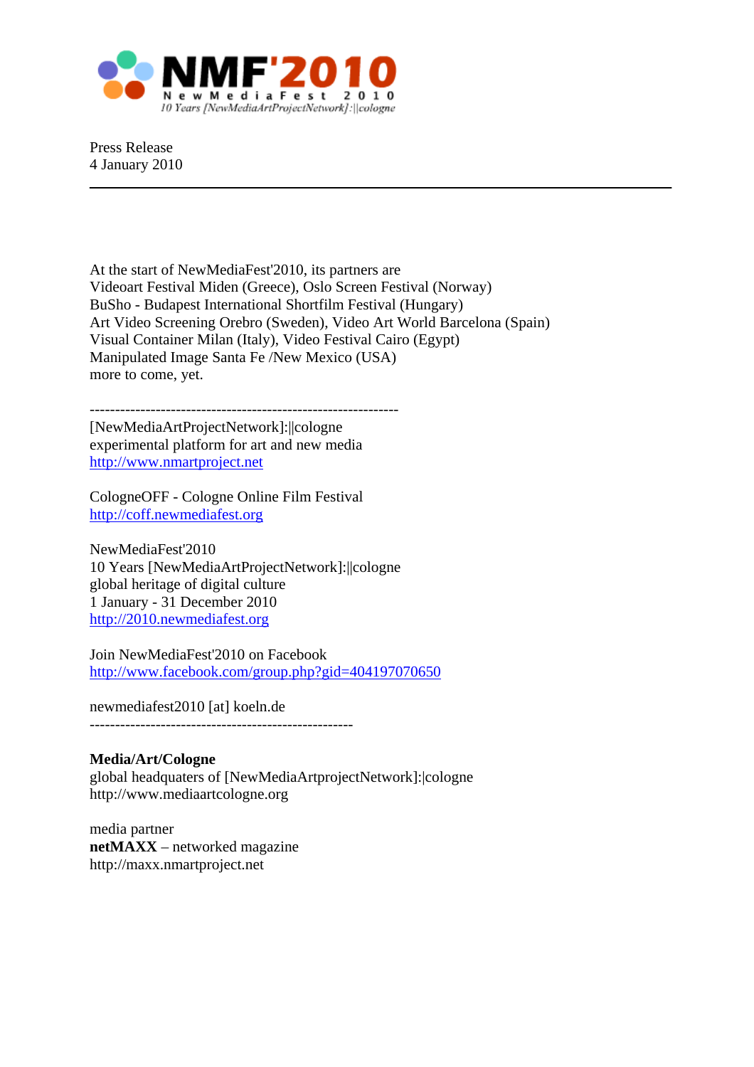NMF'2010

N e w M e d i a F e s t 2 0 1 0

10 Years [NewMediaArtProjectNetwork]:||cologne

Press Release
4 January 2010

---

At the start of NewMediaFest'2010, its partners are
Videoart Festival Miden (Greece), Oslo Screen Festival (Norway)
BuSho - Budapest International Shortfilm Festival (Hungary)
Art Video Screening Orebro (Sweden), Video Art World Barcelona (Spain)
Visual Container Milan (Italy), Video Festival Cairo (Egypt)
Manipulated Image Santa Fe /New Mexico (USA)
more to come, yet.

-------------------------------------------------------------

[NewMediaArtProjectNetwork]:||cologne
experimental platform for art and new media
http://www.nmartproject.net

CologneOFF - Cologne Online Film Festival
http://coff.newmediafest.org

NewMediaFest'2010
10 Years [NewMediaArtProjectNetwork]:||cologne
global heritage of digital culture
1 January - 31 December 2010
http://2010.newmediafest.org

Join NewMediaFest'2010 on Facebook
http://www.facebook.com/group.php?gid=404197070650

newmediafest2010 [at] koeln.de

---------------------------------------------------

**Media/Art/Cologne**
global headquaters of [NewMediaArtprojectNetwork]:|cologne
http://www.mediaartcologne.org

media partner
**netMAXX** – networked magazine
http://maxx.nmartproject.net